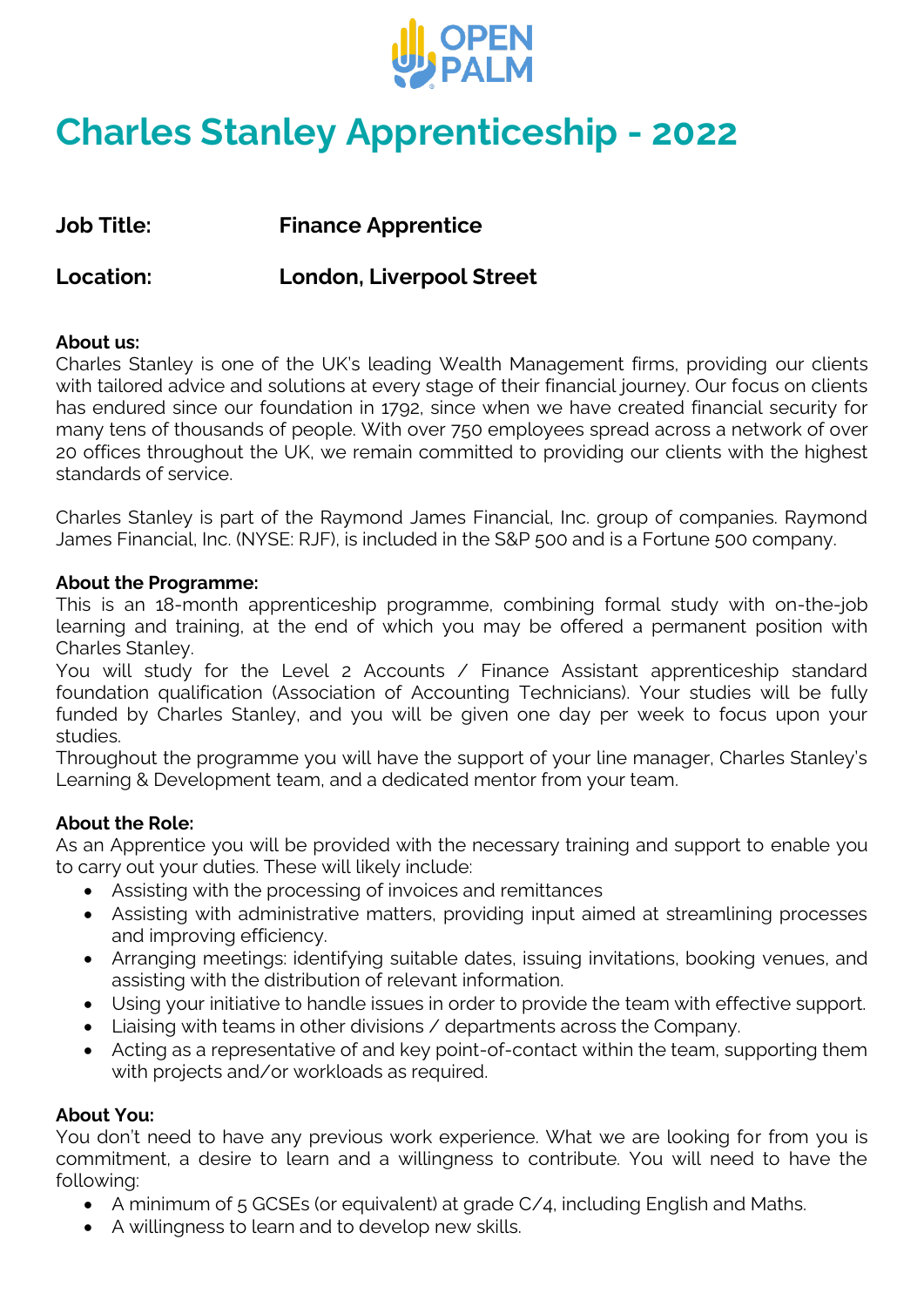OPEN PALM

# Charles Stanley Apprenticeship - 2022

**Job Title:** **Finance Apprentice**

**Location:** **London, Liverpool Street**

**About us:**
Charles Stanley is one of the UK's leading Wealth Management firms, providing our clients with tailored advice and solutions at every stage of their financial journey. Our focus on clients has endured since our foundation in 1792, since when we have created financial security for many tens of thousands of people. With over 750 employees spread across a network of over 20 offices throughout the UK, we remain committed to providing our clients with the highest standards of service.

Charles Stanley is part of the Raymond James Financial, Inc. group of companies. Raymond James Financial, Inc. (NYSE: RJF), is included in the S&P 500 and is a Fortune 500 company.

**About the Programme:**
This is an 18-month apprenticeship programme, combining formal study with on-the-job learning and training, at the end of which you may be offered a permanent position with Charles Stanley.
You will study for the Level 2 Accounts / Finance Assistant apprenticeship standard foundation qualification (Association of Accounting Technicians). Your studies will be fully funded by Charles Stanley, and you will be given one day per week to focus upon your studies.
Throughout the programme you will have the support of your line manager, Charles Stanley's Learning & Development team, and a dedicated mentor from your team.

**About the Role:**
As an Apprentice you will be provided with the necessary training and support to enable you to carry out your duties. These will likely include:

- Assisting with the processing of invoices and remittances
- Assisting with administrative matters, providing input aimed at streamlining processes and improving efficiency.
- Arranging meetings: identifying suitable dates, issuing invitations, booking venues, and assisting with the distribution of relevant information.
- Using your initiative to handle issues in order to provide the team with effective support.
- Liaising with teams in other divisions / departments across the Company.
- Acting as a representative of and key point-of-contact within the team, supporting them with projects and/or workloads as required.

**About You:**
You don't need to have any previous work experience. What we are looking for from you is commitment, a desire to learn and a willingness to contribute. You will need to have the following:

- A minimum of 5 GCSEs (or equivalent) at grade C/4, including English and Maths.
- A willingness to learn and to develop new skills.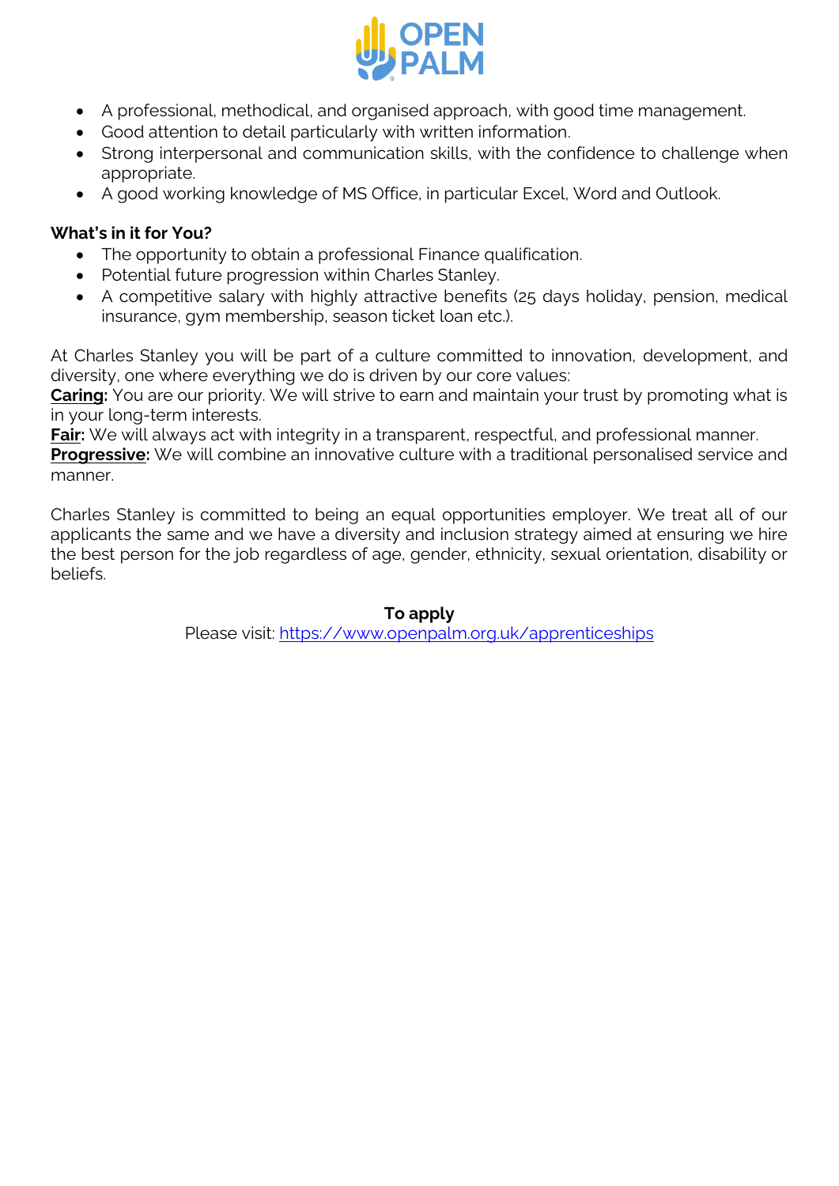- A professional, methodical, and organised approach, with good time management.
- Good attention to detail particularly with written information.
- Strong interpersonal and communication skills, with the confidence to challenge when appropriate.
- A good working knowledge of MS Office, in particular Excel, Word and Outlook.

**What's in it for You?**

- The opportunity to obtain a professional Finance qualification.
- Potential future progression within Charles Stanley.
- A competitive salary with highly attractive benefits (25 days holiday, pension, medical insurance, gym membership, season ticket loan etc.).

At Charles Stanley you will be part of a culture committed to innovation, development, and diversity, one where everything we do is driven by our core values:
**Caring:** You are our priority. We will strive to earn and maintain your trust by promoting what is in your long-term interests.
**Fair:** We will always act with integrity in a transparent, respectful, and professional manner.
**Progressive:** We will combine an innovative culture with a traditional personalised service and manner.

Charles Stanley is committed to being an equal opportunities employer. We treat all of our applicants the same and we have a diversity and inclusion strategy aimed at ensuring we hire the best person for the job regardless of age, gender, ethnicity, sexual orientation, disability or beliefs.

**To apply**

Please visit: https://www.openpalm.org.uk/apprenticeships